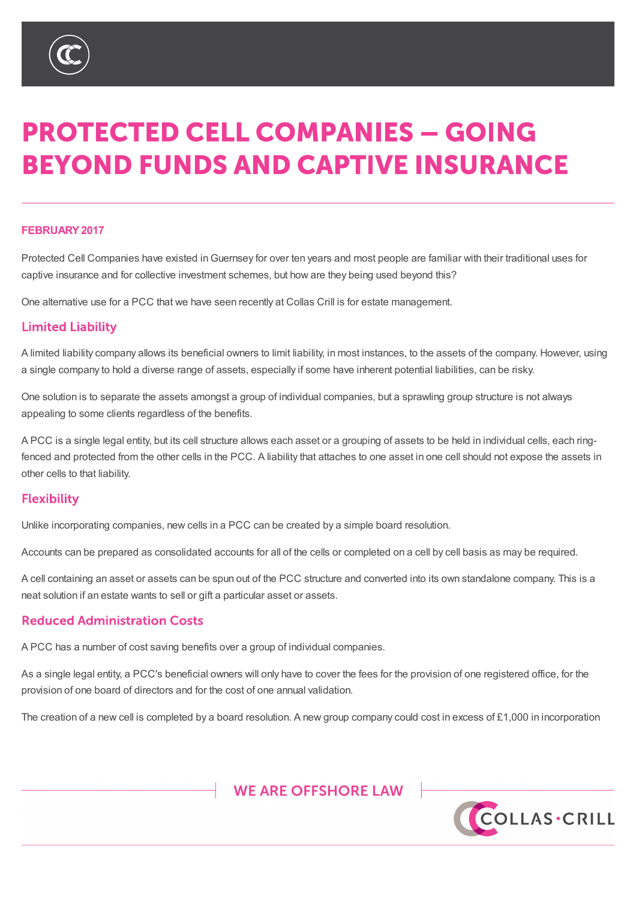# PROTECTED CELL COMPANIES – GOING BEYOND FUNDS AND CAPTIVE INSURANCE

**FEBRUARY 2017**

Protected Cell Companies have existed in Guernsey for over ten years and most people are familiar with their traditional uses for captive insurance and for collective investment schemes, but how are they being used beyond this?

One alternative use for a PCC that we have seen recently at Collas Crill is for estate management.

## Limited Liability

A limited liability company allows its beneficial owners to limit liability, in most instances, to the assets of the company. However, using a single company to hold a diverse range of assets, especially if some have inherent potential liabilities, can be risky.

One solution is to separate the assets amongst a group of individual companies, but a sprawling group structure is not always appealing to some clients regardless of the benefits.

A PCC is a single legal entity, but its cell structure allows each asset or a grouping of assets to be held in individual cells, each ring-fenced and protected from the other cells in the PCC. A liability that attaches to one asset in one cell should not expose the assets in other cells to that liability.

## Flexibility

Unlike incorporating companies, new cells in a PCC can be created by a simple board resolution.

Accounts can be prepared as consolidated accounts for all of the cells or completed on a cell by cell basis as may be required.

A cell containing an asset or assets can be spun out of the PCC structure and converted into its own standalone company. This is a neat solution if an estate wants to sell or gift a particular asset or assets.

## Reduced Administration Costs

A PCC has a number of cost saving benefits over a group of individual companies.

As a single legal entity, a PCC's beneficial owners will only have to cover the fees for the provision of one registered office, for the provision of one board of directors and for the cost of one annual validation.

The creation of a new cell is completed by a board resolution. A new group company could cost in excess of £1,000 in incorporation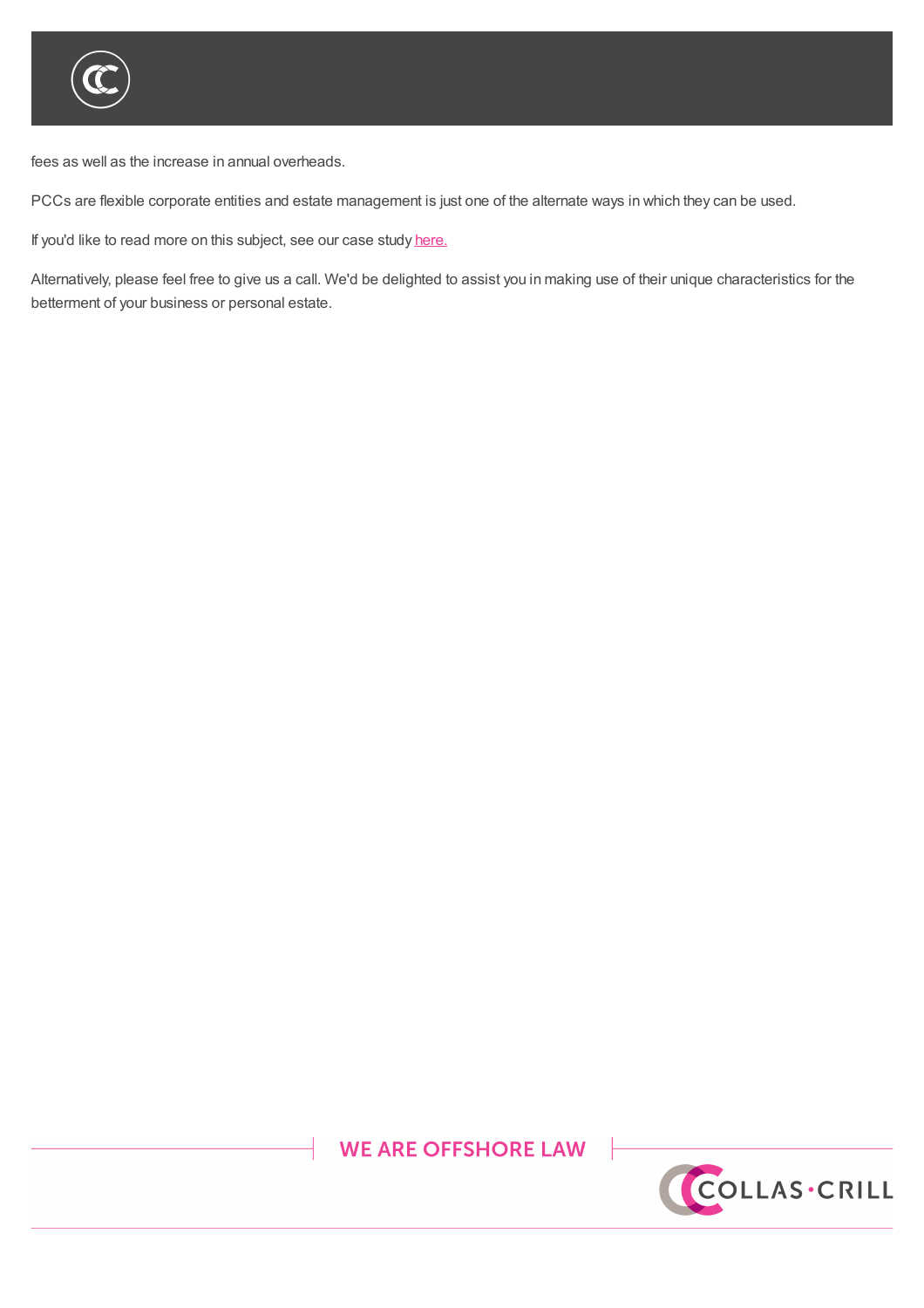fees as well as the increase in annual overheads.

PCCs are flexible corporate entities and estate management is just one of the alternate ways in which they can be used.

If you'd like to read more on this subject, see our case study [here.](#)

Alternatively, please feel free to give us a call. We'd be delighted to assist you in making use of their unique characteristics for the betterment of your business or personal estate.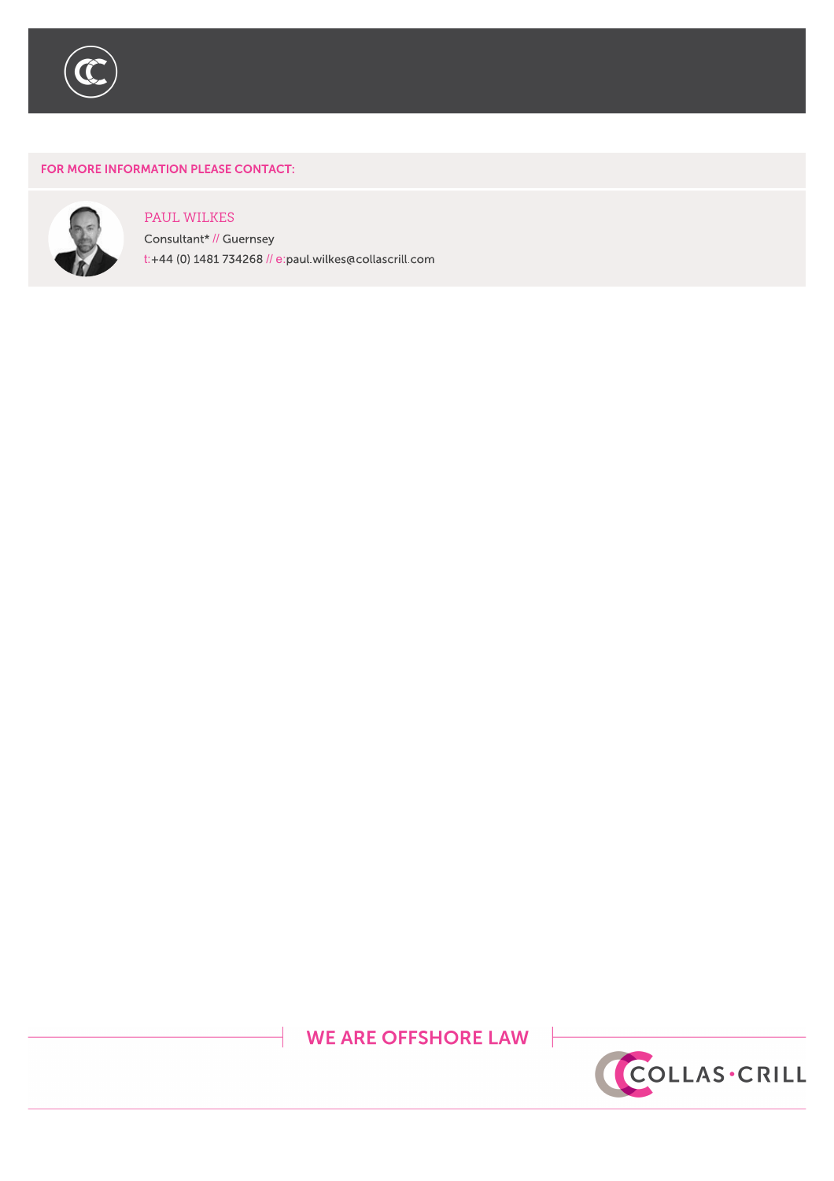FOR MORE INFORMATION PLEASE CONTACT:

PAUL WILKES

Consultant* // Guernsey

t:+44 (0) 1481 734268 // e:paul.wilkes@collascrill.com

WE ARE OFFSHORE LAW

COLLAS·CRILL